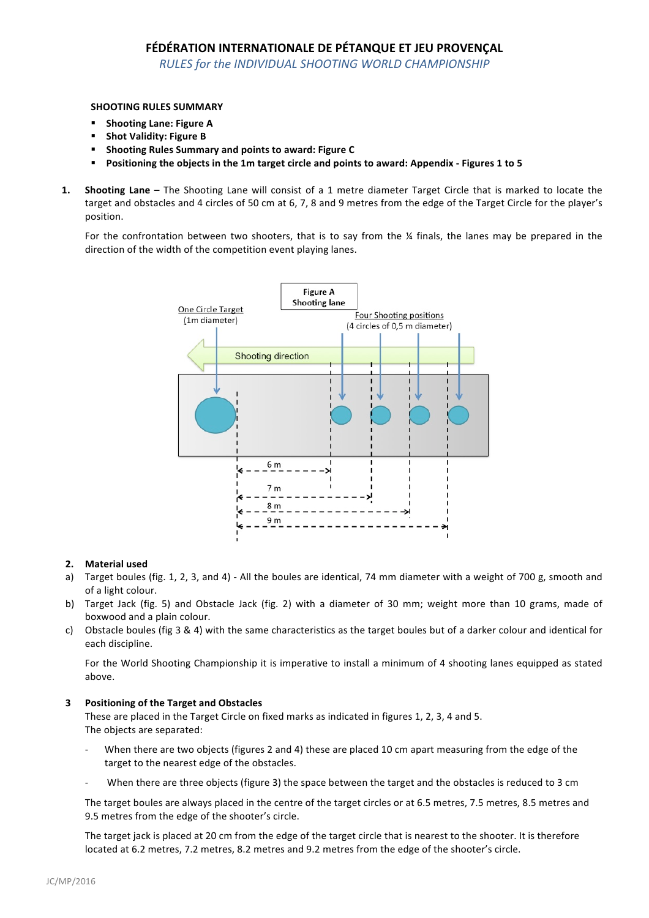# FÉDÉRATION INTERNATIONALE DE PÉTANQUE ET JEU PROVENÇAL

*RULES for the INDIVIDUAL SHOOTING WORLD CHAMPIONSHIP*

**SHOOTING RULES SUMMARY**

- **Shooting Lane: Figure A**
- **Shot Validity: Figure B**
- **Shooting Rules Summary and points to award: Figure C**
- **Positioning the objects in the 1m target circle and points to award: Appendix - Figures 1 to 5**

1. **Shooting Lane –** The Shooting Lane will consist of a 1 metre diameter Target Circle that is marked to locate the target and obstacles and 4 circles of 50 cm at 6, 7, 8 and 9 metres from the edge of the Target Circle for the player's position.

   For the confrontation between two shooters, that is to say from the ¼ finals, the lanes may be prepared in the direction of the width of the competition event playing lanes.

Figure A
Shooting lane

One Circle Target (1m diameter)

Four Shooting positions (4 circles of 0,5 m diameter)

Shooting direction

6 m
7 m
8 m
9 m

2. **Material used**

a) Target boules (fig. 1, 2, 3, and 4) - All the boules are identical, 74 mm diameter with a weight of 700 g, smooth and of a light colour.

b) Target Jack (fig. 5) and Obstacle Jack (fig. 2) with a diameter of 30 mm; weight more than 10 grams, made of boxwood and a plain colour.

c) Obstacle boules (fig 3 & 4) with the same characteristics as the target boules but of a darker colour and identical for each discipline.

For the World Shooting Championship it is imperative to install a minimum of 4 shooting lanes equipped as stated above.

3 **Positioning of the Target and Obstacles**

These are placed in the Target Circle on fixed marks as indicated in figures 1, 2, 3, 4 and 5.
The objects are separated:

- When there are two objects (figures 2 and 4) these are placed 10 cm apart measuring from the edge of the target to the nearest edge of the obstacles.
- When there are three objects (figure 3) the space between the target and the obstacles is reduced to 3 cm

The target boules are always placed in the centre of the target circles or at 6.5 metres, 7.5 metres, 8.5 metres and 9.5 metres from the edge of the shooter's circle.

The target jack is placed at 20 cm from the edge of the target circle that is nearest to the shooter. It is therefore located at 6.2 metres, 7.2 metres, 8.2 metres and 9.2 metres from the edge of the shooter's circle.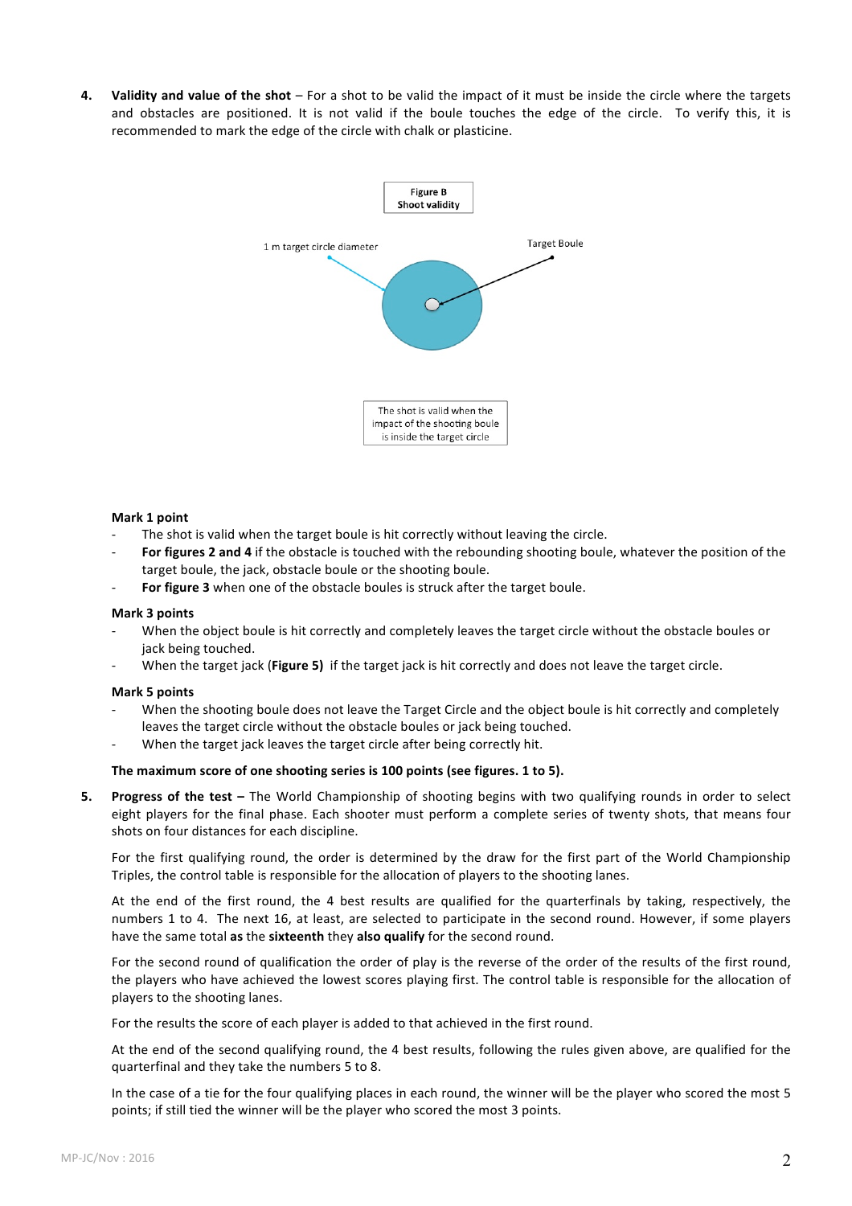4. **Validity and value of the shot** – For a shot to be valid the impact of it must be inside the circle where the targets and obstacles are positioned. It is not valid if the boule touches the edge of the circle. To verify this, it is recommended to mark the edge of the circle with chalk or plasticine.

Figure B
Shoot validity

1 m target circle diameter

Target Boule

The shot is valid when the impact of the shooting boule is inside the target circle

**Mark 1 point**

- The shot is valid when the target boule is hit correctly without leaving the circle.
- **For figures 2 and 4** if the obstacle is touched with the rebounding shooting boule, whatever the position of the target boule, the jack, obstacle boule or the shooting boule.
- **For figure 3** when one of the obstacle boules is struck after the target boule.

**Mark 3 points**

- When the object boule is hit correctly and completely leaves the target circle without the obstacle boules or jack being touched.
- When the target jack (**Figure 5)** if the target jack is hit correctly and does not leave the target circle.

**Mark 5 points**

- When the shooting boule does not leave the Target Circle and the object boule is hit correctly and completely leaves the target circle without the obstacle boules or jack being touched.
- When the target jack leaves the target circle after being correctly hit.

**The maximum score of one shooting series is 100 points (see figures. 1 to 5).**

5. **Progress of the test –** The World Championship of shooting begins with two qualifying rounds in order to select eight players for the final phase. Each shooter must perform a complete series of twenty shots, that means four shots on four distances for each discipline.

   For the first qualifying round, the order is determined by the draw for the first part of the World Championship Triples, the control table is responsible for the allocation of players to the shooting lanes.

   At the end of the first round, the 4 best results are qualified for the quarterfinals by taking, respectively, the numbers 1 to 4. The next 16, at least, are selected to participate in the second round. However, if some players have the same total **as** the **sixteenth** they **also qualify** for the second round.

   For the second round of qualification the order of play is the reverse of the order of the results of the first round, the players who have achieved the lowest scores playing first. The control table is responsible for the allocation of players to the shooting lanes.

   For the results the score of each player is added to that achieved in the first round.

   At the end of the second qualifying round, the 4 best results, following the rules given above, are qualified for the quarterfinal and they take the numbers 5 to 8.

   In the case of a tie for the four qualifying places in each round, the winner will be the player who scored the most 5 points; if still tied the winner will be the player who scored the most 3 points.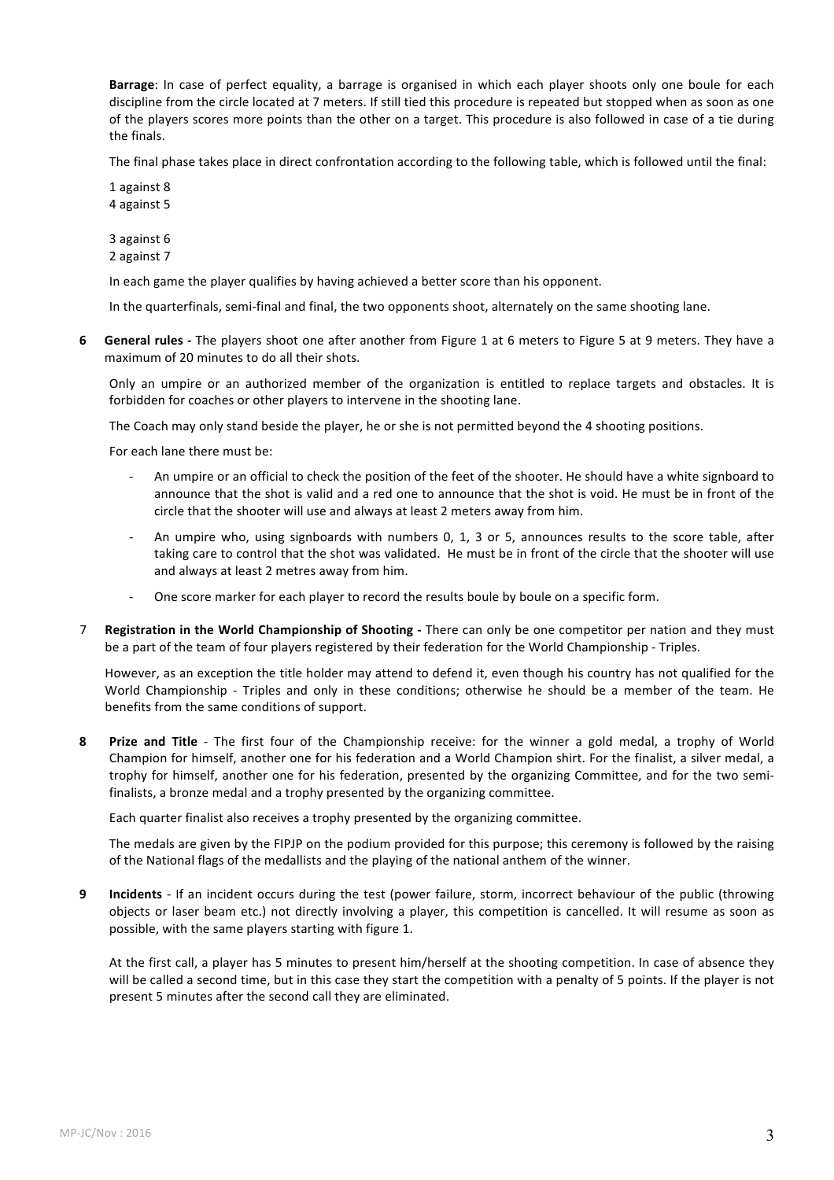**Barrage**: In case of perfect equality, a barrage is organised in which each player shoots only one boule for each discipline from the circle located at 7 meters. If still tied this procedure is repeated but stopped when as soon as one of the players scores more points than the other on a target. This procedure is also followed in case of a tie during the finals.

The final phase takes place in direct confrontation according to the following table, which is followed until the final:

1 against 8
4 against 5

3 against 6
2 against 7

In each game the player qualifies by having achieved a better score than his opponent.

In the quarterfinals, semi-final and final, the two opponents shoot, alternately on the same shooting lane.

**6 General rules -** The players shoot one after another from Figure 1 at 6 meters to Figure 5 at 9 meters. They have a maximum of 20 minutes to do all their shots.

Only an umpire or an authorized member of the organization is entitled to replace targets and obstacles. It is forbidden for coaches or other players to intervene in the shooting lane.

The Coach may only stand beside the player, he or she is not permitted beyond the 4 shooting positions.

For each lane there must be:

- An umpire or an official to check the position of the feet of the shooter. He should have a white signboard to announce that the shot is valid and a red one to announce that the shot is void. He must be in front of the circle that the shooter will use and always at least 2 meters away from him.
- An umpire who, using signboards with numbers 0, 1, 3 or 5, announces results to the score table, after taking care to control that the shot was validated. He must be in front of the circle that the shooter will use and always at least 2 metres away from him.
- One score marker for each player to record the results boule by boule on a specific form.

**7 Registration in the World Championship of Shooting -** There can only be one competitor per nation and they must be a part of the team of four players registered by their federation for the World Championship - Triples.

However, as an exception the title holder may attend to defend it, even though his country has not qualified for the World Championship - Triples and only in these conditions; otherwise he should be a member of the team. He benefits from the same conditions of support.

**8 Prize and Title** - The first four of the Championship receive: for the winner a gold medal, a trophy of World Champion for himself, another one for his federation and a World Champion shirt. For the finalist, a silver medal, a trophy for himself, another one for his federation, presented by the organizing Committee, and for the two semi-finalists, a bronze medal and a trophy presented by the organizing committee.

Each quarter finalist also receives a trophy presented by the organizing committee.

The medals are given by the FIPJP on the podium provided for this purpose; this ceremony is followed by the raising of the National flags of the medallists and the playing of the national anthem of the winner.

**9 Incidents** - If an incident occurs during the test (power failure, storm, incorrect behaviour of the public (throwing objects or laser beam etc.) not directly involving a player, this competition is cancelled. It will resume as soon as possible, with the same players starting with figure 1.

At the first call, a player has 5 minutes to present him/herself at the shooting competition. In case of absence they will be called a second time, but in this case they start the competition with a penalty of 5 points. If the player is not present 5 minutes after the second call they are eliminated.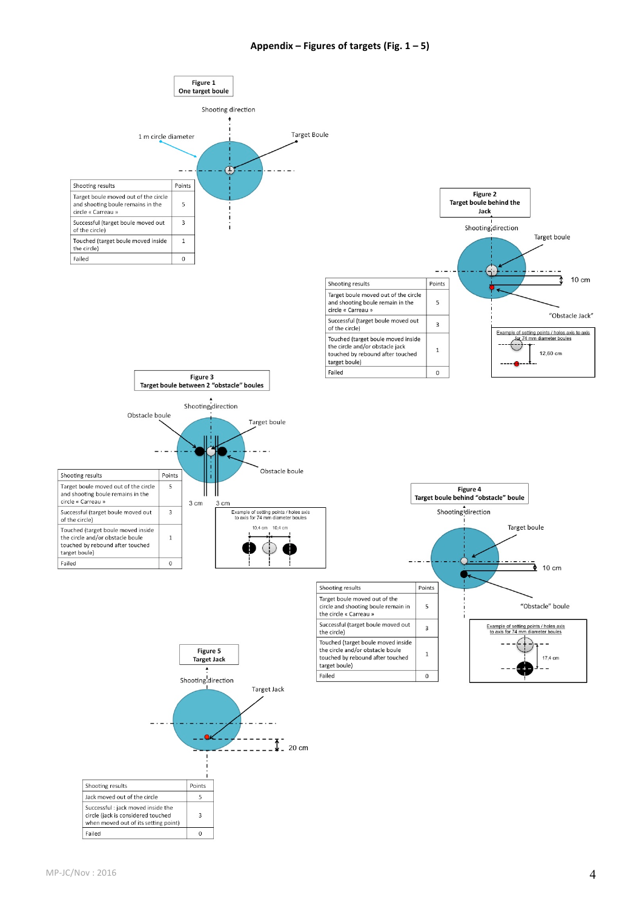## Appendix – Figures of targets (Fig. 1 – 5)

**Figure 1**
**One target boule**

Shooting direction

1 m circle diameter

Target Boule

| Shooting results | Points |
|---|---|
| Target boule moved out of the circle and shooting boule remains in the circle « Carreau » | 5 |
| Successful (target boule moved out of the circle) | 3 |
| Touched (target boule moved inside the circle) | 1 |
| Failed | 0 |

**Figure 2**
**Target boule behind the Jack**

Shooting direction

Target boule

10 cm

"Obstacle Jack"

Example of setting points / holes axis to axis for 74 mm diameter boules

12,60 cm

| Shooting results | Points |
|---|---|
| Target boule moved out of the circle and shooting boule remain in the circle « Carreau » | 5 |
| Successful (target boule moved out of the circle) | 3 |
| Touched (target boule moved inside the circle and/or obstacle jack touched by rebound after touched target boule) | 1 |
| Failed | 0 |

**Figure 3**
**Target boule between 2 "obstacle" boules**

Shooting direction

Obstacle boule

Target boule

Obstacle boule

3 cm 3 cm

Example of setting points / holes axis to axis for 74 mm diameter boules

10,4 cm 10,4 cm

| Shooting results | Points |
|---|---|
| Target boule moved out of the circle and shooting boule remains in the circle « Carreau » | 5 |
| Successful (target boule moved out of the circle) | 3 |
| Touched (target boule moved inside the circle and/or obstacle boule touched by rebound after touched target boule) | 1 |
| Failed | 0 |

**Figure 4**
**Target boule behind "obstacle" boule**

Shooting direction

Target boule

10 cm

"Obstacle" boule

Example of setting points / holes axis to axis for 74 mm diameter boules

17,4 cm

| Shooting results | Points |
|---|---|
| Target boule moved out of the circle and shooting boule remain in the circle « Carreau » | 5 |
| Successful (target boule moved out the circle) | 3 |
| Touched (target boule moved inside the circle and/or obstacle boule touched by rebound after touched target boule) | 1 |
| Failed | 0 |

**Figure 5**
**Target Jack**

Shooting direction

Target Jack

20 cm

| Shooting results | Points |
|---|---|
| Jack moved out of the circle | 5 |
| Successful : jack moved inside the circle (jack is considered touched when moved out of its setting point) | 3 |
| Failed | 0 |

MP-JC/Nov : 2016